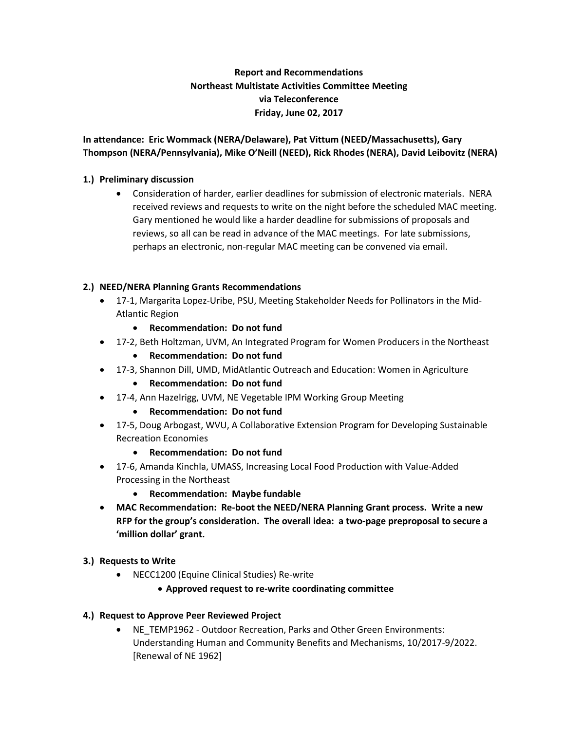**Report and Recommendations**
**Northeast Multistate Activities Committee Meeting**
**via Teleconference**
**Friday, June 02, 2017**

**In attendance: Eric Wommack (NERA/Delaware), Pat Vittum (NEED/Massachusetts), Gary Thompson (NERA/Pennsylvania), Mike O'Neill (NEED), Rick Rhodes (NERA), David Leibovitz (NERA)**

**1.) Preliminary discussion**

- Consideration of harder, earlier deadlines for submission of electronic materials. NERA received reviews and requests to write on the night before the scheduled MAC meeting. Gary mentioned he would like a harder deadline for submissions of proposals and reviews, so all can be read in advance of the MAC meetings. For late submissions, perhaps an electronic, non-regular MAC meeting can be convened via email.

**2.) NEED/NERA Planning Grants Recommendations**

- 17-1, Margarita Lopez-Uribe, PSU, Meeting Stakeholder Needs for Pollinators in the Mid-Atlantic Region
  - **Recommendation: Do not fund**
- 17-2, Beth Holtzman, UVM, An Integrated Program for Women Producers in the Northeast
  - **Recommendation: Do not fund**
- 17-3, Shannon Dill, UMD, MidAtlantic Outreach and Education: Women in Agriculture
  - **Recommendation: Do not fund**
- 17-4, Ann Hazelrigg, UVM, NE Vegetable IPM Working Group Meeting
  - **Recommendation: Do not fund**
- 17-5, Doug Arbogast, WVU, A Collaborative Extension Program for Developing Sustainable Recreation Economies
  - **Recommendation: Do not fund**
- 17-6, Amanda Kinchla, UMASS, Increasing Local Food Production with Value-Added Processing in the Northeast
  - **Recommendation: Maybe fundable**
- **MAC Recommendation: Re-boot the NEED/NERA Planning Grant process. Write a new RFP for the group's consideration. The overall idea: a two-page preproposal to secure a 'million dollar' grant.**

**3.) Requests to Write**

- NECC1200 (Equine Clinical Studies) Re-write
  - **Approved request to re-write coordinating committee**

**4.) Request to Approve Peer Reviewed Project**

- NE_TEMP1962 - Outdoor Recreation, Parks and Other Green Environments: Understanding Human and Community Benefits and Mechanisms, 10/2017-9/2022. [Renewal of NE 1962]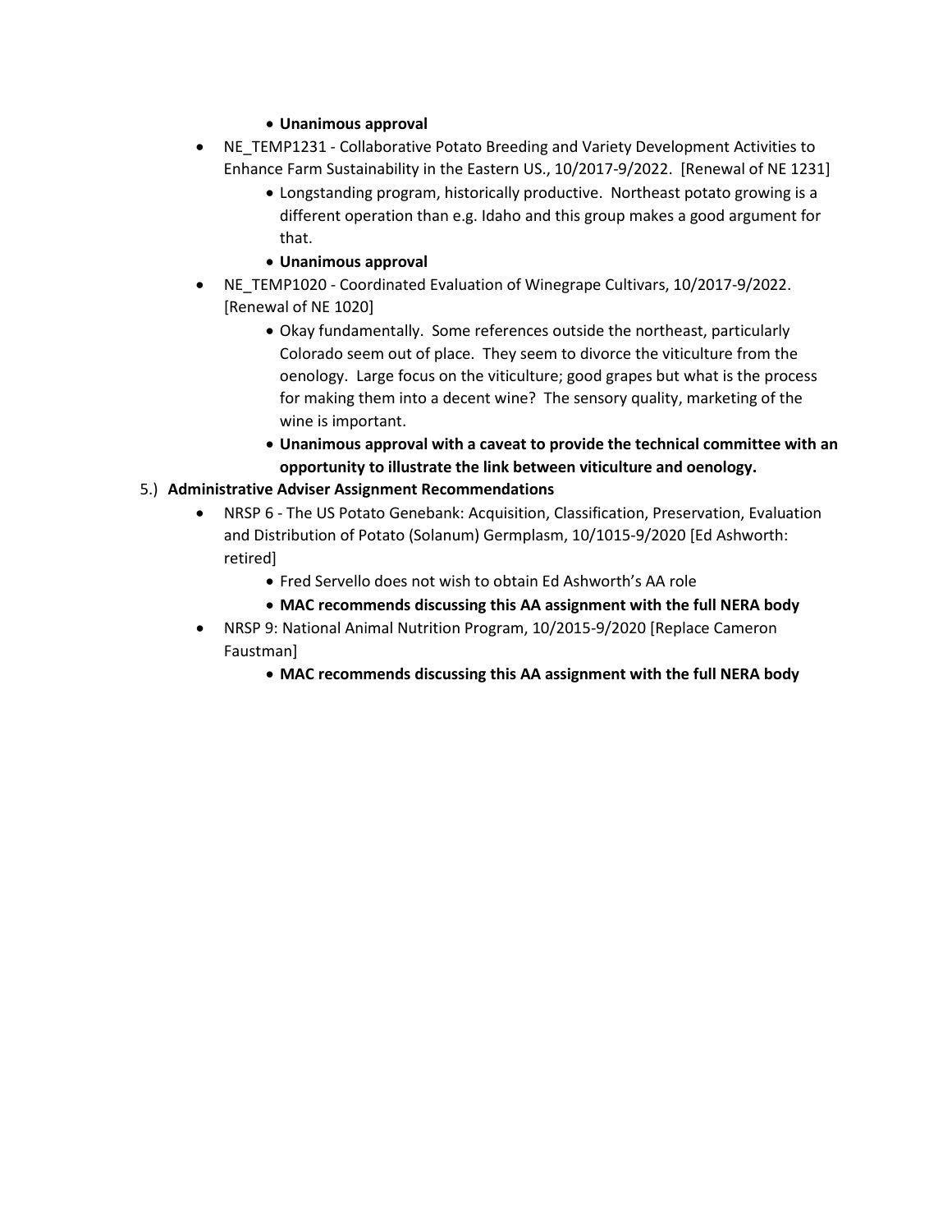- **Unanimous approval**

- NE_TEMP1231 - Collaborative Potato Breeding and Variety Development Activities to Enhance Farm Sustainability in the Eastern US., 10/2017-9/2022. [Renewal of NE 1231]
    - Longstanding program, historically productive. Northeast potato growing is a different operation than e.g. Idaho and this group makes a good argument for that.
    - **Unanimous approval**
- NE_TEMP1020 - Coordinated Evaluation of Winegrape Cultivars, 10/2017-9/2022. [Renewal of NE 1020]
    - Okay fundamentally. Some references outside the northeast, particularly Colorado seem out of place. They seem to divorce the viticulture from the oenology. Large focus on the viticulture; good grapes but what is the process for making them into a decent wine? The sensory quality, marketing of the wine is important.
    - **Unanimous approval with a caveat to provide the technical committee with an opportunity to illustrate the link between viticulture and oenology.**

5.) **Administrative Adviser Assignment Recommendations**

- NRSP 6 - The US Potato Genebank: Acquisition, Classification, Preservation, Evaluation and Distribution of Potato (Solanum) Germplasm, 10/1015-9/2020 [Ed Ashworth: retired]
    - Fred Servello does not wish to obtain Ed Ashworth's AA role
    - **MAC recommends discussing this AA assignment with the full NERA body**
- NRSP 9: National Animal Nutrition Program, 10/2015-9/2020 [Replace Cameron Faustman]
    - **MAC recommends discussing this AA assignment with the full NERA body**